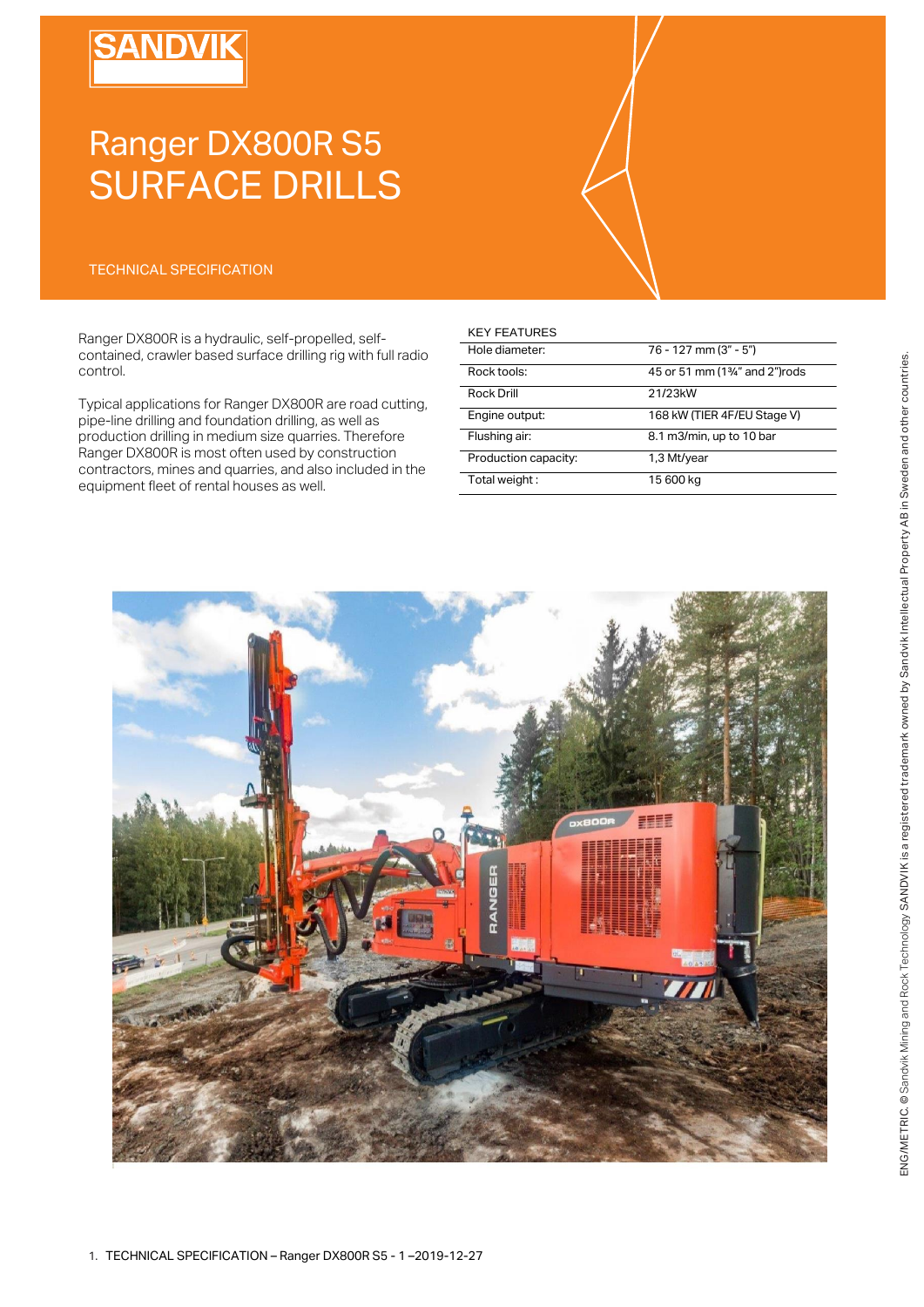SANDVIK

# Ranger DX800R S5
# SURFACE DRILLS

TECHNICAL SPECIFICATION

Ranger DX800R is a hydraulic, self-propelled, self-contained, crawler based surface drilling rig with full radio control.

Typical applications for Ranger DX800R are road cutting, pipe-line drilling and foundation drilling, as well as production drilling in medium size quarries. Therefore Ranger DX800R is most often used by construction contractors, mines and quarries, and also included in the equipment fleet of rental houses as well.

KEY FEATURES

| | |
|---|---|
| Hole diameter: | 76 - 127 mm (3" - 5") |
| Rock tools: | 45 or 51 mm (1¾" and 2")rods |
| Rock Drill | 21/23kW |
| Engine output: | 168 kW (TIER 4F/EU Stage V) |
| Flushing air: | 8.1 m3/min, up to 10 bar |
| Production capacity: | 1,3 Mt/year |
| Total weight : | 15 600 kg |

ENG/METRIC. © Sandvik Mining and Rock Technology SANDVIK is a registered trademark owned by Sandvik Intellectual Property AB in Sweden and other countries.

1. TECHNICAL SPECIFICATION – Ranger DX800R S5 - 1 –2019-12-27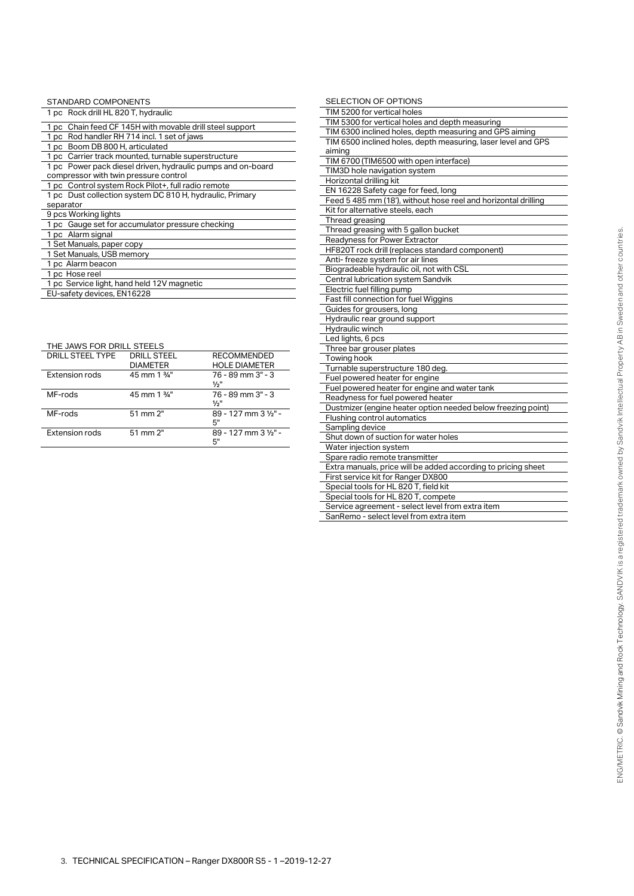## STANDARD COMPONENTS

| |
|---|
| 1 pc Rock drill HL 820 T, hydraulic |
| 1 pc Chain feed CF 145H with movable drill steel support |
| 1 pc Rod handler RH 714 incl. 1 set of jaws |
| 1 pc Boom DB 800 H, articulated |
| 1 pc Carrier track mounted, turnable superstructure |
| 1 pc Power pack diesel driven, hydraulic pumps and on-board compressor with twin pressure control |
| 1 pc Control system Rock Pilot+, full radio remote |
| 1 pc Dust collection system DC 810 H, hydraulic, Primary separator |
| 9 pcs Working lights |
| 1 pc Gauge set for accumulator pressure checking |
| 1 pc Alarm signal |
| 1 Set Manuals, paper copy |
| 1 Set Manuals, USB memory |
| 1 pc Alarm beacon |
| 1 pc Hose reel |
| 1 pc Service light, hand held 12V magnetic |
| EU-safety devices, EN16228 |

## THE JAWS FOR DRILL STEELS

| DRILL STEEL TYPE | DRILL STEEL DIAMETER | RECOMMENDED HOLE DIAMETER |
|---|---|---|
| Extension rods | 45 mm 1 ¾" | 76 - 89 mm 3" - 3 ½" |
| MF-rods | 45 mm 1 ¾" | 76 - 89 mm 3" - 3 ½" |
| MF-rods | 51 mm 2" | 89 - 127 mm 3 ½" - 5" |
| Extension rods | 51 mm 2" | 89 - 127 mm 3 ½" - 5" |

## SELECTION OF OPTIONS

| |
|---|
| TIM 5200 for vertical holes |
| TIM 5300 for vertical holes and depth measuring |
| TIM 6300 inclined holes, depth measuring and GPS aiming |
| TIM 6500 inclined holes, depth measuring, laser level and GPS aiming |
| TIM 6700 (TIM6500 with open interface) |
| TIM3D hole navigation system |
| Horizontal drilling kit |
| EN 16228 Safety cage for feed, long |
| Feed 5 485 mm (18'), without hose reel and horizontal drilling |
| Kit for alternative steels, each |
| Thread greasing |
| Thread greasing with 5 gallon bucket |
| Readyness for Power Extractor |
| HF820T rock drill (replaces standard component) |
| Anti- freeze system for air lines |
| Biogradeable hydraulic oil, not with CSL |
| Central lubrication system Sandvik |
| Electric fuel filling pump |
| Fast fill connection for fuel Wiggins |
| Guides for grousers, long |
| Hydraulic rear ground support |
| Hydraulic winch |
| Led lights, 6 pcs |
| Three bar grouser plates |
| Towing hook |
| Turnable superstructure 180 deg. |
| Fuel powered heater for engine |
| Fuel powered heater for engine and water tank |
| Readyness for fuel powered heater |
| Dustmizer (engine heater option needed below freezing point) |
| Flushing control automatics |
| Sampling device |
| Shut down of suction for water holes |
| Water injection system |
| Spare radio remote transmitter |
| Extra manuals, price will be added according to pricing sheet |
| First service kit for Ranger DX800 |
| Special tools for HL 820 T, field kit |
| Special tools for HL 820 T, compete |
| Service agreement - select level from extra item |
| SanRemo - select level from extra item |

3. TECHNICAL SPECIFICATION – Ranger DX800R S5 - 1 –2019-12-27

ENG/METRIC. © Sandvik Mining and Rock Technology. SANDVIK is a registered trademark owned by Sandvik Intellectual Property AB in Sweden and other countries.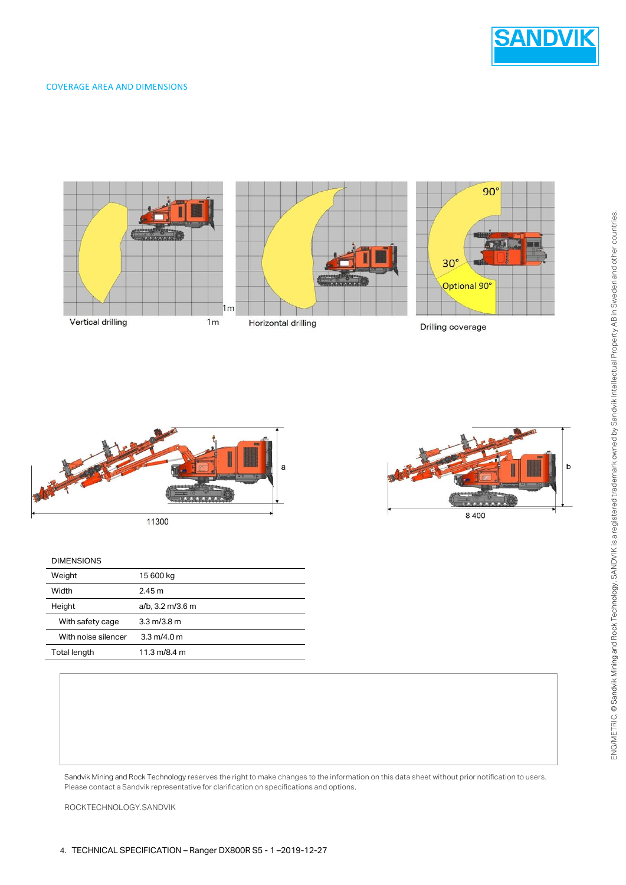COVERAGE AREA AND DIMENSIONS

Vertical drilling

1 m

1 m

Horizontal drilling

90°

30°

Optional 90°

Drilling coverage

a

11300

b

8 400

| DIMENSIONS | |
|---|---|
| Weight | 15 600 kg |
| Width | 2.45 m |
| Height | a/b, 3.2 m/3.6 m |
| With safety cage | 3.3 m/3.8 m |
| With noise silencer | 3.3 m/4.0 m |
| Total length | 11.3 m/8.4 m |

Sandvik Mining and Rock Technology reserves the right to make changes to the information on this data sheet without prior notification to users. Please contact a Sandvik representative for clarification on specifications and options.

ROCKTECHNOLOGY.SANDVIK

ENG/METRIC. © Sandvik Mining and Rock Technology. SANDVIK is a registered trademark owned by Sandvik Intellectual Property AB in Sweden and other countries.